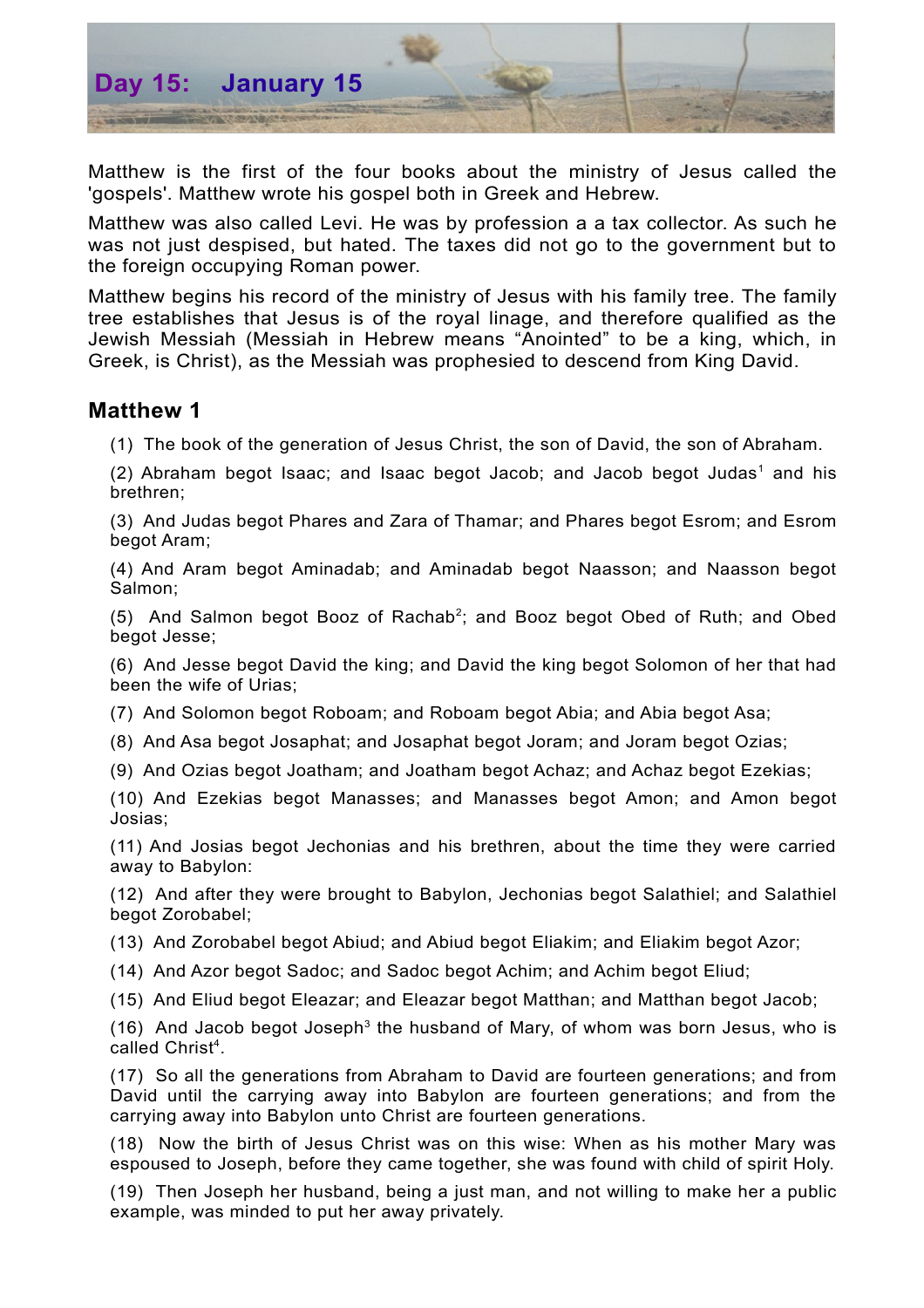# Day 15: January 15

Matthew is the first of the four books about the ministry of Jesus called the 'gospels'. Matthew wrote his gospel both in Greek and Hebrew.

Matthew was also called Levi. He was by profession a a tax collector. As such he was not just despised, but hated. The taxes did not go to the government but to the foreign occupying Roman power.

Matthew begins his record of the ministry of Jesus with his family tree. The family tree establishes that Jesus is of the royal linage, and therefore qualified as the Jewish Messiah (Messiah in Hebrew means "Anointed" to be a king, which, in Greek, is Christ), as the Messiah was prophesied to descend from King David.

## Matthew 1

(1) The book of the generation of Jesus Christ, the son of David, the son of Abraham.

(2) Abraham begot Isaac; and Isaac begot Jacob; and Jacob begot Judas[1] and his brethren;

(3) And Judas begot Phares and Zara of Thamar; and Phares begot Esrom; and Esrom begot Aram;

(4) And Aram begot Aminadab; and Aminadab begot Naasson; and Naasson begot Salmon;

(5) And Salmon begot Booz of Rachab[2]; and Booz begot Obed of Ruth; and Obed begot Jesse;

(6) And Jesse begot David the king; and David the king begot Solomon of her that had been the wife of Urias;

(7) And Solomon begot Roboam; and Roboam begot Abia; and Abia begot Asa;

(8) And Asa begot Josaphat; and Josaphat begot Joram; and Joram begot Ozias;

(9) And Ozias begot Joatham; and Joatham begot Achaz; and Achaz begot Ezekias;

(10) And Ezekias begot Manasses; and Manasses begot Amon; and Amon begot Josias;

(11) And Josias begot Jechonias and his brethren, about the time they were carried away to Babylon:

(12) And after they were brought to Babylon, Jechonias begot Salathiel; and Salathiel begot Zorobabel;

(13) And Zorobabel begot Abiud; and Abiud begot Eliakim; and Eliakim begot Azor;

(14) And Azor begot Sadoc; and Sadoc begot Achim; and Achim begot Eliud;

(15) And Eliud begot Eleazar; and Eleazar begot Matthan; and Matthan begot Jacob;

(16) And Jacob begot Joseph[3] the husband of Mary, of whom was born Jesus, who is called Christ[4].

(17) So all the generations from Abraham to David are fourteen generations; and from David until the carrying away into Babylon are fourteen generations; and from the carrying away into Babylon unto Christ are fourteen generations.

(18) Now the birth of Jesus Christ was on this wise: When as his mother Mary was espoused to Joseph, before they came together, she was found with child of spirit Holy.

(19) Then Joseph her husband, being a just man, and not willing to make her a public example, was minded to put her away privately.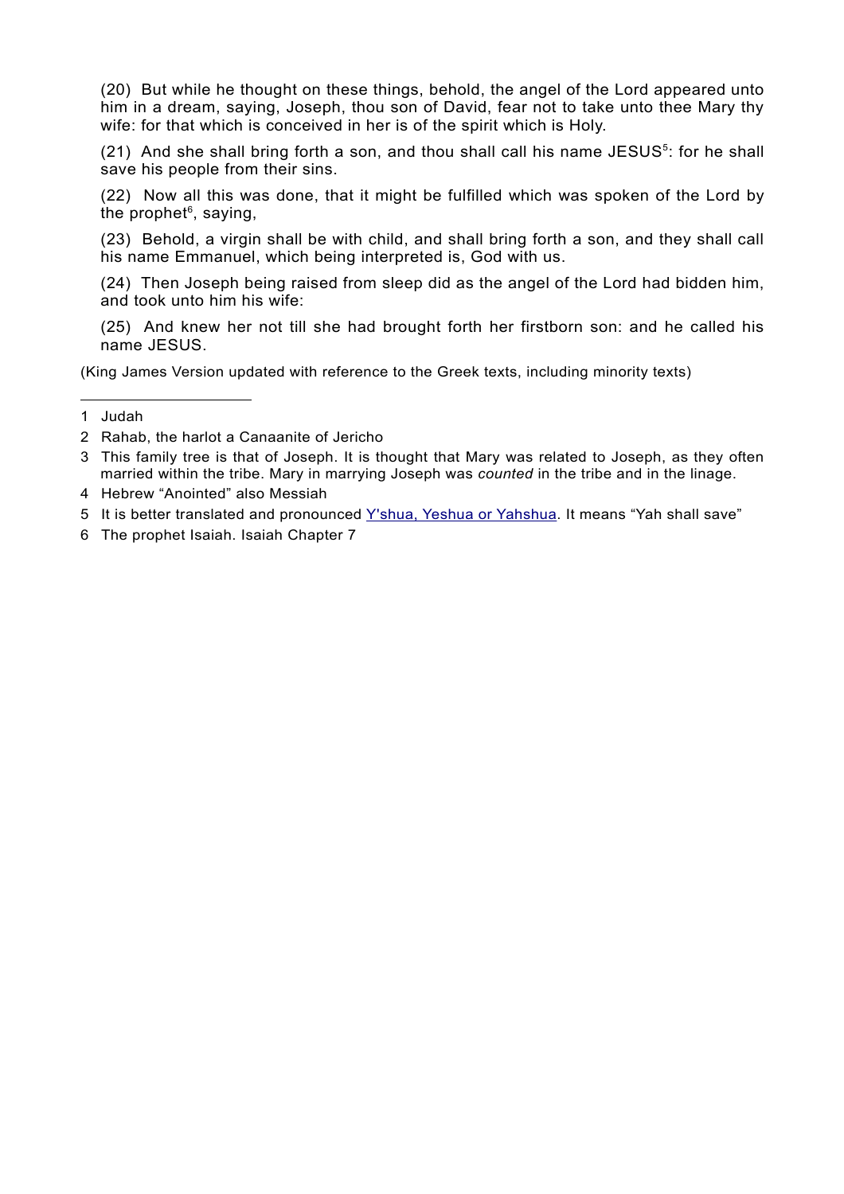(20) But while he thought on these things, behold, the angel of the Lord appeared unto him in a dream, saying, Joseph, thou son of David, fear not to take unto thee Mary thy wife: for that which is conceived in her is of the spirit which is Holy.

(21) And she shall bring forth a son, and thou shall call his name JESUS[5]: for he shall save his people from their sins.

(22) Now all this was done, that it might be fulfilled which was spoken of the Lord by the prophet[6], saying,

(23) Behold, a virgin shall be with child, and shall bring forth a son, and they shall call his name Emmanuel, which being interpreted is, God with us.

(24) Then Joseph being raised from sleep did as the angel of the Lord had bidden him, and took unto him his wife:

(25) And knew her not till she had brought forth her firstborn son: and he called his name JESUS.

(King James Version updated with reference to the Greek texts, including minority texts)

---

1 Judah

2 Rahab, the harlot a Canaanite of Jericho

3 This family tree is that of Joseph. It is thought that Mary was related to Joseph, as they often married within the tribe. Mary in marrying Joseph was *counted* in the tribe and in the linage.

4 Hebrew "Anointed" also Messiah

5 It is better translated and pronounced Y'shua, Yeshua or Yahshua. It means "Yah shall save"

6 The prophet Isaiah. Isaiah Chapter 7